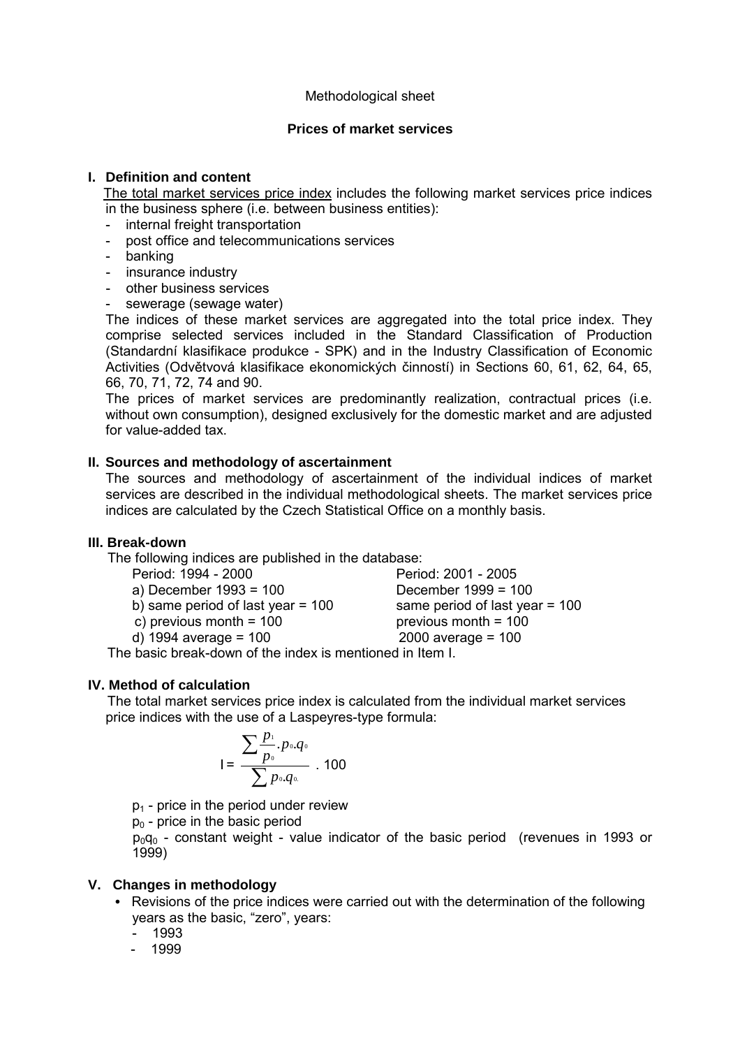Methodological sheet

## Prices of market services

### I. Definition and content

The total market services price index includes the following market services price indices in the business sphere (i.e. between business entities):

- internal freight transportation
- post office and telecommunications services
- banking
- insurance industry
- other business services
- sewerage (sewage water)

The indices of these market services are aggregated into the total price index. They comprise selected services included in the Standard Classification of Production (Standardní klasifikace produkce - SPK) and in the Industry Classification of Economic Activities (Odvětvová klasifikace ekonomických činností) in Sections 60, 61, 62, 64, 65, 66, 70, 71, 72, 74 and 90.

The prices of market services are predominantly realization, contractual prices (i.e. without own consumption), designed exclusively for the domestic market and are adjusted for value-added tax.

### II. Sources and methodology of ascertainment

The sources and methodology of ascertainment of the individual indices of market services are described in the individual methodological sheets. The market services price indices are calculated by the Czech Statistical Office on a monthly basis.

### III. Break-down

The following indices are published in the database:

| Period: 1994 - 2000 | Period: 2001 - 2005 |
|---|---|
| a) December 1993 = 100 | December 1999 = 100 |
| b) same period of last year = 100 | same period of last year = 100 |
| c) previous month = 100 | previous month = 100 |
| d) 1994 average = 100 | 2000 average = 100 |

The basic break-down of the index is mentioned in Item I.

### IV. Method of calculation

The total market services price index is calculated from the individual market services price indices with the use of a Laspeyres-type formula:

$$I = \frac{\sum \frac{p_1}{p_0} . p_0 . q_0}{\sum p_0 . q_0} . 100$$

$p_1$ - price in the period under review

$p_0$ - price in the basic period

$p_0q_0$ - constant weight - value indicator of the basic period (revenues in 1993 or 1999)

### V. Changes in methodology

- Revisions of the price indices were carried out with the determination of the following years as the basic, “zero”, years:
  - 1993
  - 1999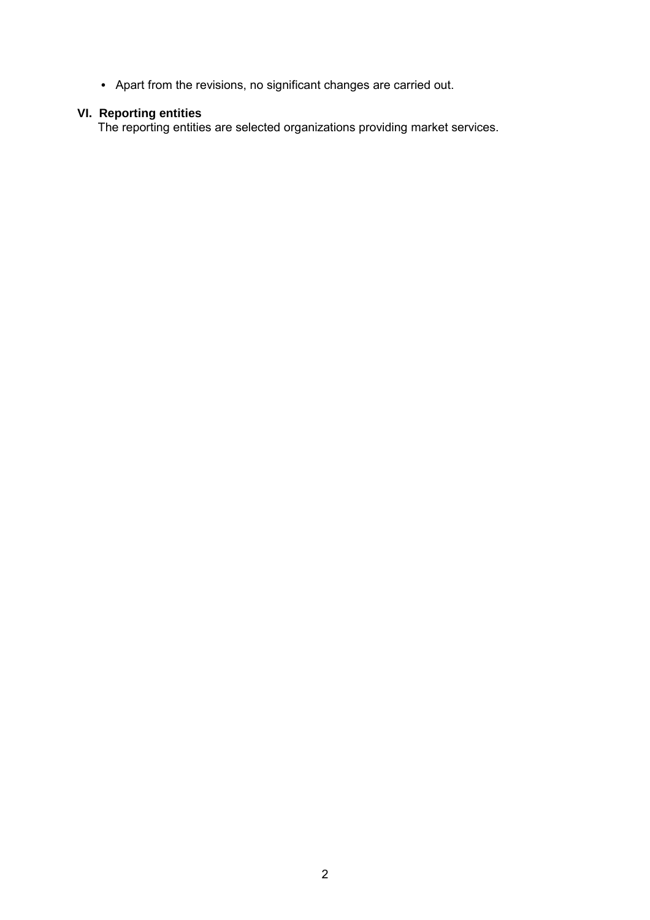- Apart from the revisions, no significant changes are carried out.

## VI. Reporting entities

The reporting entities are selected organizations providing market services.